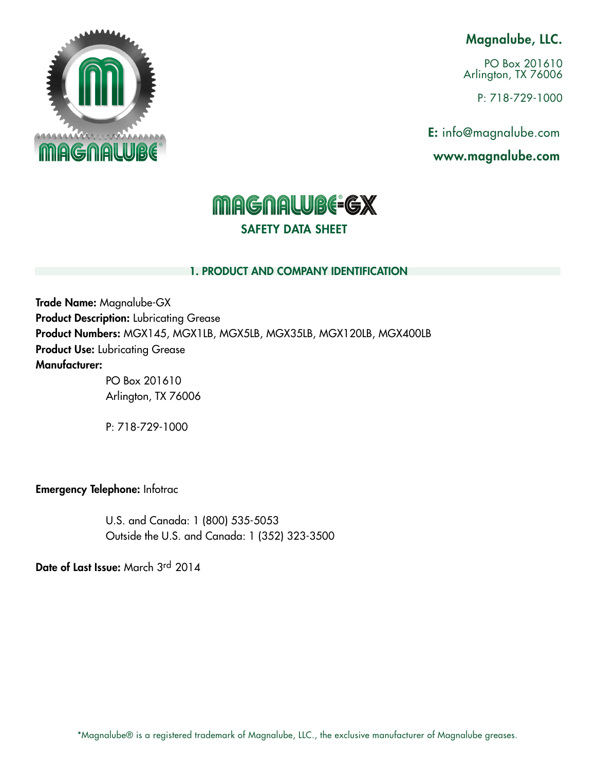**Magnalube, LLC.**

PO Box 201610
Arlington, TX 76006

P: 718-729-1000

**E:** info@magnalube.com

**www.magnalube.com**

# MAGNALUBE®-GX

## SAFETY DATA SHEET

## 1. PRODUCT AND COMPANY IDENTIFICATION

**Trade Name:** Magnalube-GX
**Product Description:** Lubricating Grease
**Product Numbers:** MGX145, MGX1LB, MGX5LB, MGX35LB, MGX120LB, MGX400LB
**Product Use:** Lubricating Grease
**Manufacturer:**

PO Box 201610
Arlington, TX 76006

P: 718-729-1000

**Emergency Telephone:** Infotrac

U.S. and Canada: 1 (800) 535-5053
Outside the U.S. and Canada: 1 (352) 323-3500

**Date of Last Issue:** March 3rd 2014

*Magnalube® is a registered trademark of Magnalube, LLC., the exclusive manufacturer of Magnalube greases.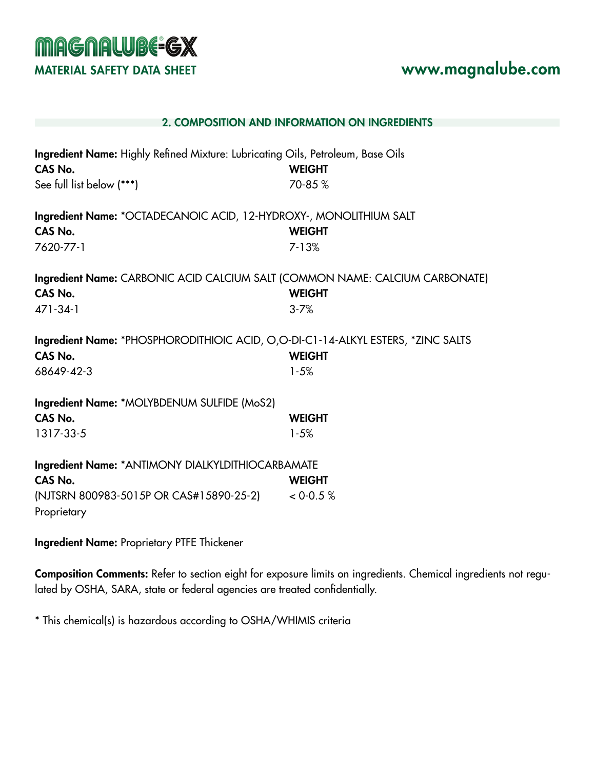## 2. COMPOSITION AND INFORMATION ON INGREDIENTS

**Ingredient Name:** Highly Refined Mixture: Lubricating Oils, Petroleum, Base Oils

| CAS No. | WEIGHT |
|---|---|
| See full list below (***) | 70-85 % |

**Ingredient Name:** *OCTADECANOIC ACID, 12-HYDROXY-, MONOLITHIUM SALT

| CAS No. | WEIGHT |
|---|---|
| 7620-77-1 | 7-13% |

**Ingredient Name:** CARBONIC ACID CALCIUM SALT (COMMON NAME: CALCIUM CARBONATE)

| CAS No. | WEIGHT |
|---|---|
| 471-34-1 | 3-7% |

**Ingredient Name:** *PHOSPHORODITHIOIC ACID, O,O-DI-C1-14-ALKYL ESTERS, *ZINC SALTS

| CAS No. | WEIGHT |
|---|---|
| 68649-42-3 | 1-5% |

**Ingredient Name:** *MOLYBDENUM SULFIDE ($MoS_2$)

| CAS No. | WEIGHT |
|---|---|
| 1317-33-5 | 1-5% |

**Ingredient Name:** *ANTIMONY DIALKYLDITHIOCARBAMATE

| CAS No. | WEIGHT |
|---|---|
| (NJTSRN 800983-5015P OR CAS#15890-25-2) Proprietary | < 0-0.5 % |

**Ingredient Name:** Proprietary PTFE Thickener

**Composition Comments:** Refer to section eight for exposure limits on ingredients. Chemical ingredients not regulated by OSHA, SARA, state or federal agencies are treated confidentially.

* This chemical(s) is hazardous according to OSHA/WHIMIS criteria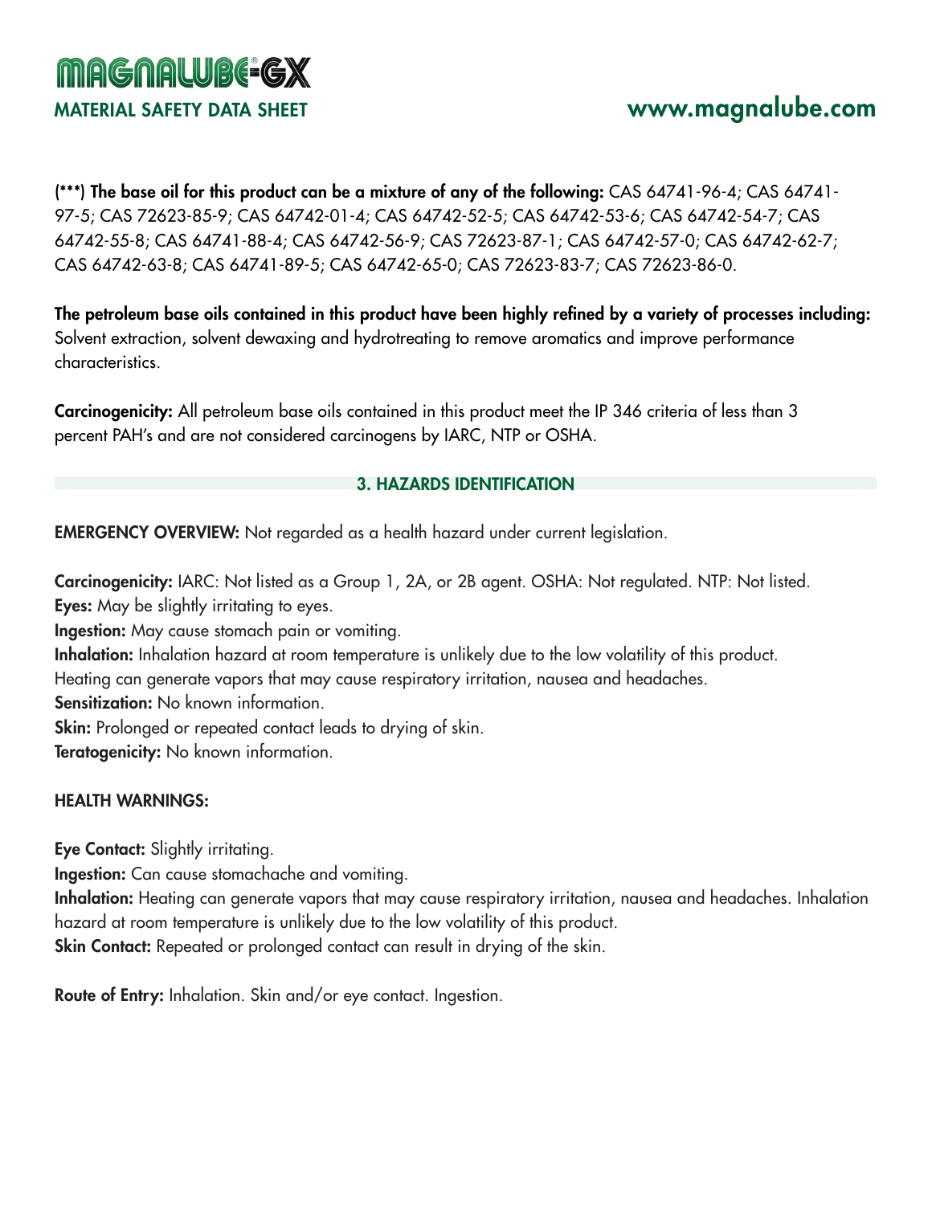**(***) The base oil for this product can be a mixture of any of the following:** CAS 64741-96-4; CAS 64741-97-5; CAS 72623-85-9; CAS 64742-01-4; CAS 64742-52-5; CAS 64742-53-6; CAS 64742-54-7; CAS 64742-55-8; CAS 64741-88-4; CAS 64742-56-9; CAS 72623-87-1; CAS 64742-57-0; CAS 64742-62-7; CAS 64742-63-8; CAS 64741-89-5; CAS 64742-65-0; CAS 72623-83-7; CAS 72623-86-0.

**The petroleum base oils contained in this product have been highly refined by a variety of processes including:** Solvent extraction, solvent dewaxing and hydrotreating to remove aromatics and improve performance characteristics.

**Carcinogenicity:** All petroleum base oils contained in this product meet the IP 346 criteria of less than 3 percent PAH's and are not considered carcinogens by IARC, NTP or OSHA.

## 3. HAZARDS IDENTIFICATION

**EMERGENCY OVERVIEW:** Not regarded as a health hazard under current legislation.

**Carcinogenicity:** IARC: Not listed as a Group 1, 2A, or 2B agent. OSHA: Not regulated. NTP: Not listed.
**Eyes:** May be slightly irritating to eyes.
**Ingestion:** May cause stomach pain or vomiting.
**Inhalation:** Inhalation hazard at room temperature is unlikely due to the low volatility of this product. Heating can generate vapors that may cause respiratory irritation, nausea and headaches.
**Sensitization:** No known information.
**Skin:** Prolonged or repeated contact leads to drying of skin.
**Teratogenicity:** No known information.

**HEALTH WARNINGS:**

**Eye Contact:** Slightly irritating.
**Ingestion:** Can cause stomachache and vomiting.
**Inhalation:** Heating can generate vapors that may cause respiratory irritation, nausea and headaches. Inhalation hazard at room temperature is unlikely due to the low volatility of this product.
**Skin Contact:** Repeated or prolonged contact can result in drying of the skin.

**Route of Entry:** Inhalation. Skin and/or eye contact. Ingestion.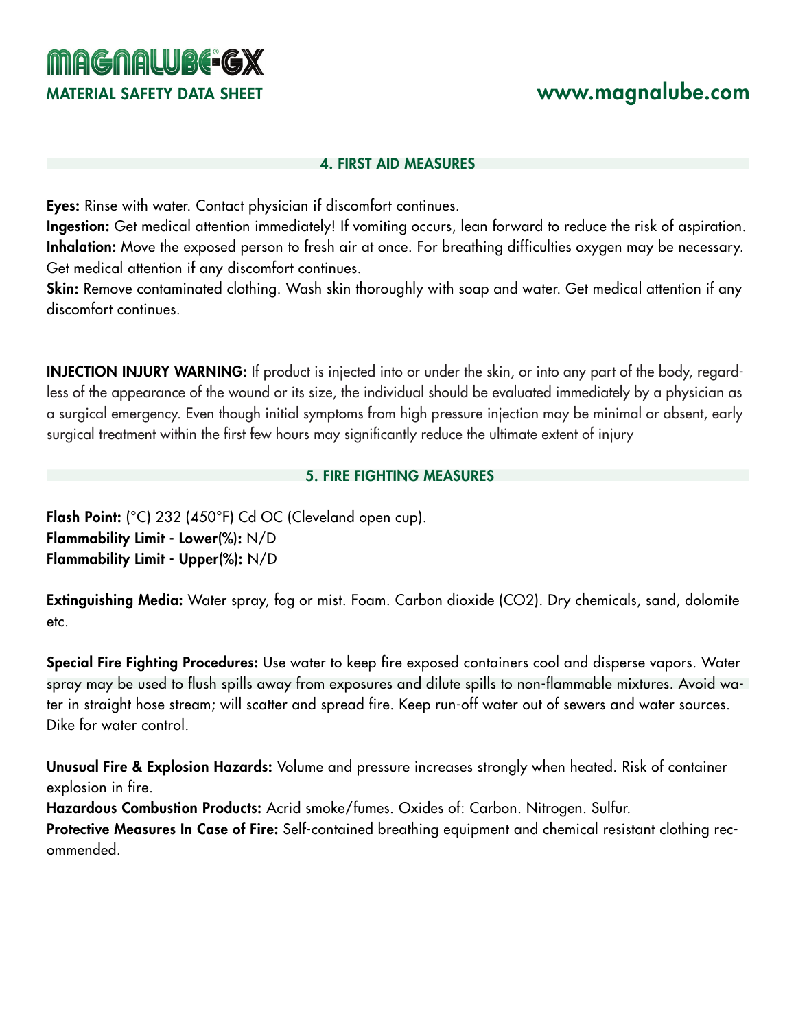## 4. FIRST AID MEASURES

**Eyes:** Rinse with water. Contact physician if discomfort continues.
**Ingestion:** Get medical attention immediately! If vomiting occurs, lean forward to reduce the risk of aspiration.
**Inhalation:** Move the exposed person to fresh air at once. For breathing difficulties oxygen may be necessary. Get medical attention if any discomfort continues.
**Skin:** Remove contaminated clothing. Wash skin thoroughly with soap and water. Get medical attention if any discomfort continues.

**INJECTION INJURY WARNING:** If product is injected into or under the skin, or into any part of the body, regardless of the appearance of the wound or its size, the individual should be evaluated immediately by a physician as a surgical emergency. Even though initial symptoms from high pressure injection may be minimal or absent, early surgical treatment within the first few hours may significantly reduce the ultimate extent of injury

## 5. FIRE FIGHTING MEASURES

**Flash Point:** (°C) 232 (450°F) Cd OC (Cleveland open cup).
**Flammability Limit - Lower(%):** N/D
**Flammability Limit - Upper(%):** N/D

**Extinguishing Media:** Water spray, fog or mist. Foam. Carbon dioxide ($CO_2$). Dry chemicals, sand, dolomite etc.

**Special Fire Fighting Procedures:** Use water to keep fire exposed containers cool and disperse vapors. Water spray may be used to flush spills away from exposures and dilute spills to non-flammable mixtures. Avoid water in straight hose stream; will scatter and spread fire. Keep run-off water out of sewers and water sources. Dike for water control.

**Unusual Fire & Explosion Hazards:** Volume and pressure increases strongly when heated. Risk of container explosion in fire.
**Hazardous Combustion Products:** Acrid smoke/fumes. Oxides of: Carbon. Nitrogen. Sulfur.
**Protective Measures In Case of Fire:** Self-contained breathing equipment and chemical resistant clothing recommended.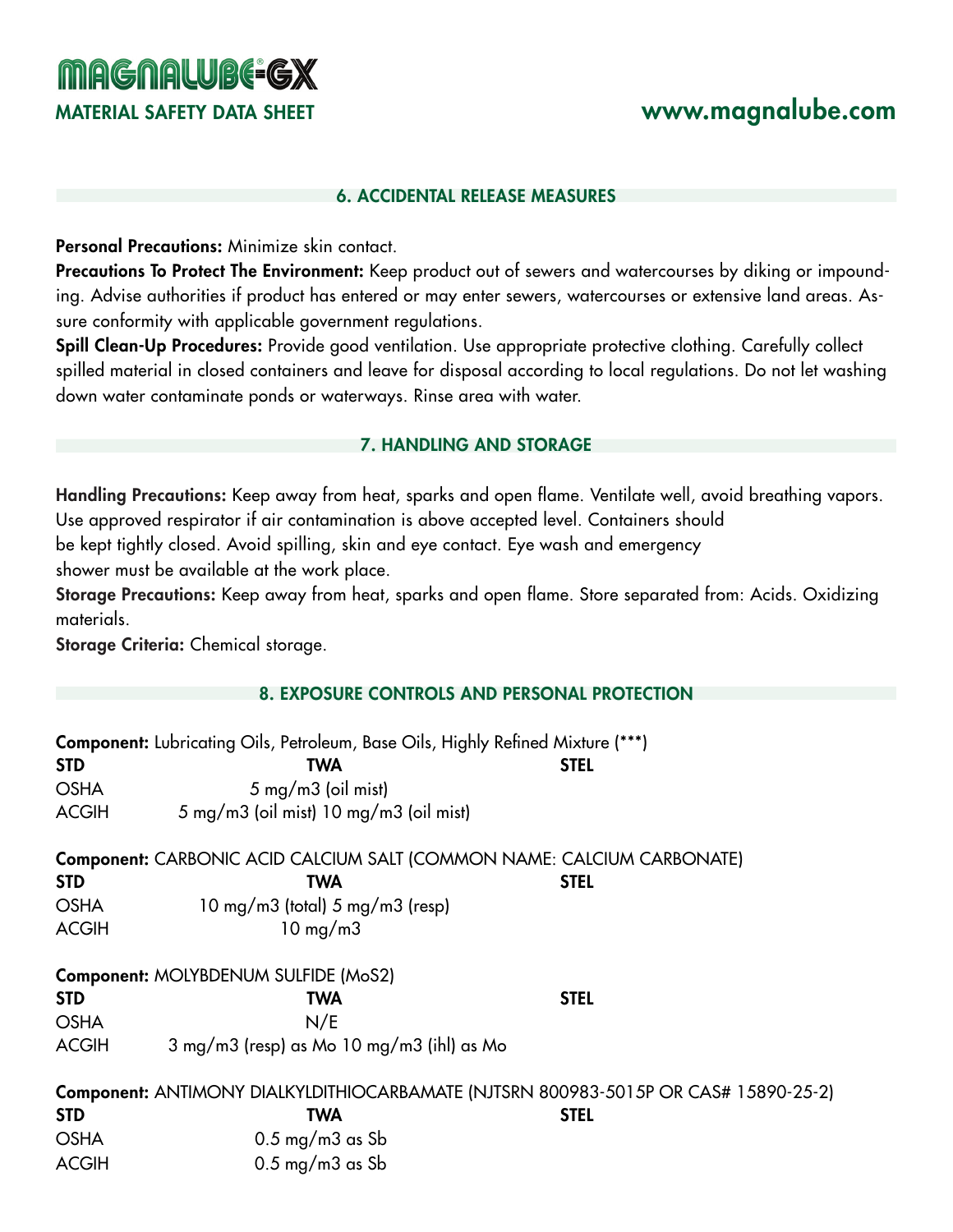## 6. ACCIDENTAL RELEASE MEASURES

**Personal Precautions:** Minimize skin contact.
**Precautions To Protect The Environment:** Keep product out of sewers and watercourses by diking or impounding. Advise authorities if product has entered or may enter sewers, watercourses or extensive land areas. Assure conformity with applicable government regulations.
**Spill Clean-Up Procedures:** Provide good ventilation. Use appropriate protective clothing. Carefully collect spilled material in closed containers and leave for disposal according to local regulations. Do not let washing down water contaminate ponds or waterways. Rinse area with water.

## 7. HANDLING AND STORAGE

**Handling Precautions:** Keep away from heat, sparks and open flame. Ventilate well, avoid breathing vapors. Use approved respirator if air contamination is above accepted level. Containers should be kept tightly closed. Avoid spilling, skin and eye contact. Eye wash and emergency shower must be available at the work place.
**Storage Precautions:** Keep away from heat, sparks and open flame. Store separated from: Acids. Oxidizing materials.
**Storage Criteria:** Chemical storage.

## 8. EXPOSURE CONTROLS AND PERSONAL PROTECTION

**Component:** Lubricating Oils, Petroleum, Base Oils, Highly Refined Mixture (***)

| STD | TWA | STEL |
|---|---|---|
| OSHA | 5 mg/m3 (oil mist) | |
| ACGIH | 5 mg/m3 (oil mist) 10 mg/m3 (oil mist) | |

**Component:** CARBONIC ACID CALCIUM SALT (COMMON NAME: CALCIUM CARBONATE)

| STD | TWA | STEL |
|---|---|---|
| OSHA | 10 mg/m3 (total) 5 mg/m3 (resp) | |
| ACGIH | 10 mg/m3 | |

**Component:** MOLYBDENUM SULFIDE ($MoS_2$)

| STD | TWA | STEL |
|---|---|---|
| OSHA | N/E | |
| ACGIH | 3 mg/m3 (resp) as Mo 10 mg/m3 (ihl) as Mo | |

**Component:** ANTIMONY DIALKYLDITHIOCARBAMATE (NJTSRN 800983-5015P OR CAS# 15890-25-2)

| STD | TWA | STEL |
|---|---|---|
| OSHA | 0.5 mg/m3 as Sb | |
| ACGIH | 0.5 mg/m3 as Sb | |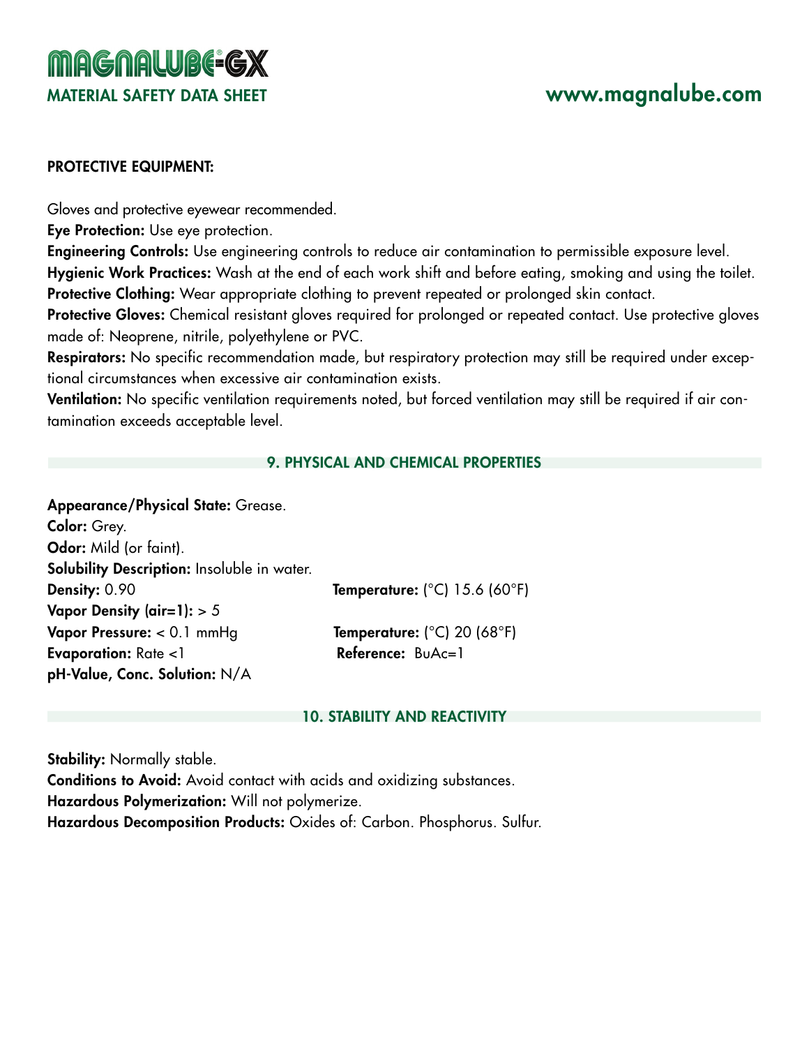**PROTECTIVE EQUIPMENT:**

Gloves and protective eyewear recommended.
**Eye Protection:** Use eye protection.
**Engineering Controls:** Use engineering controls to reduce air contamination to permissible exposure level.
**Hygienic Work Practices:** Wash at the end of each work shift and before eating, smoking and using the toilet.
**Protective Clothing:** Wear appropriate clothing to prevent repeated or prolonged skin contact.
**Protective Gloves:** Chemical resistant gloves required for prolonged or repeated contact. Use protective gloves made of: Neoprene, nitrile, polyethylene or PVC.
**Respirators:** No specific recommendation made, but respiratory protection may still be required under exceptional circumstances when excessive air contamination exists.
**Ventilation:** No specific ventilation requirements noted, but forced ventilation may still be required if air contamination exceeds acceptable level.

## 9. PHYSICAL AND CHEMICAL PROPERTIES

**Appearance/Physical State:** Grease.
**Color:** Grey.
**Odor:** Mild (or faint).
**Solubility Description:** Insoluble in water.
**Density:** 0.90 — **Temperature:** (°C) 15.6 (60°F)
**Vapor Density (air=1):** > 5
**Vapor Pressure:** < 0.1 mmHg — **Temperature:** (°C) 20 (68°F)
**Evaporation:** Rate <1 — **Reference:** BuAc=1
**pH-Value, Conc. Solution:** N/A

## 10. STABILITY AND REACTIVITY

**Stability:** Normally stable.
**Conditions to Avoid:** Avoid contact with acids and oxidizing substances.
**Hazardous Polymerization:** Will not polymerize.
**Hazardous Decomposition Products:** Oxides of: Carbon. Phosphorus. Sulfur.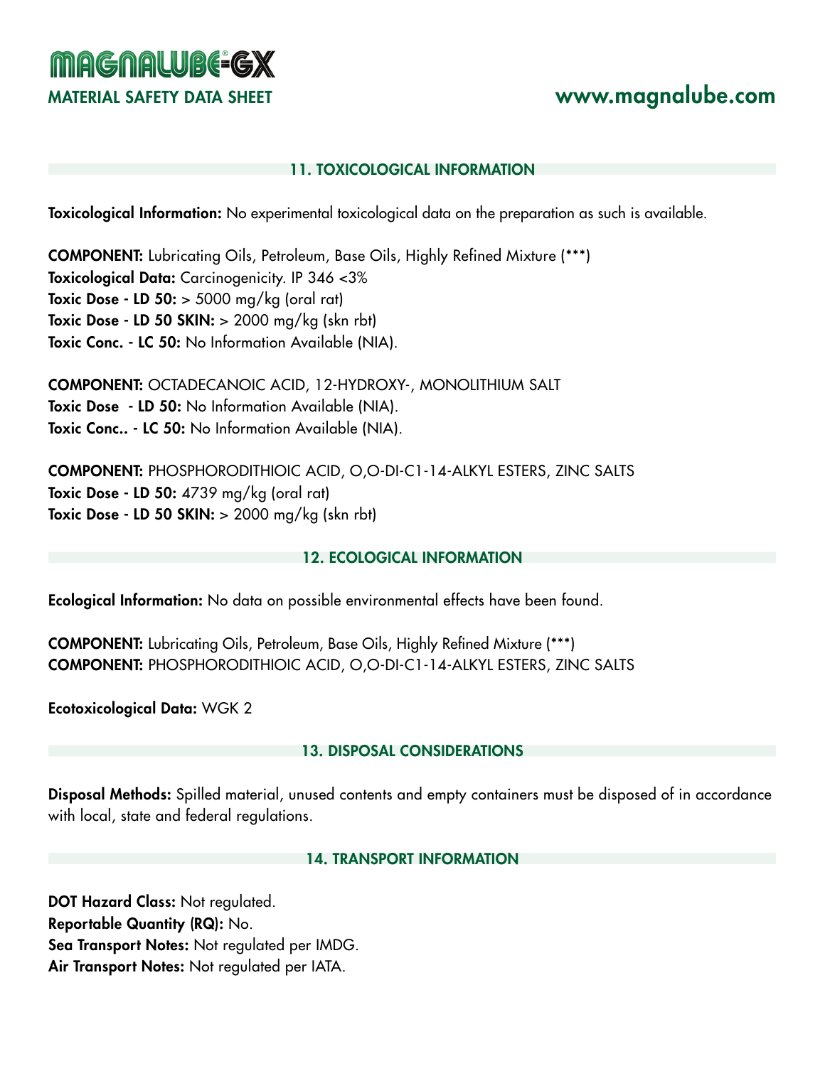## 11. TOXICOLOGICAL INFORMATION

**Toxicological Information:** No experimental toxicological data on the preparation as such is available.

**COMPONENT:** Lubricating Oils, Petroleum, Base Oils, Highly Refined Mixture (***)
**Toxicological Data:** Carcinogenicity. IP 346 <3%
**Toxic Dose - LD 50:** > 5000 mg/kg (oral rat)
**Toxic Dose - LD 50 SKIN:** > 2000 mg/kg (skn rbt)
**Toxic Conc. - LC 50:** No Information Available (NIA).

**COMPONENT:** OCTADECANOIC ACID, 12-HYDROXY-, MONOLITHIUM SALT
**Toxic Dose - LD 50:** No Information Available (NIA).
**Toxic Conc.. - LC 50:** No Information Available (NIA).

**COMPONENT:** PHOSPHORODITHIOIC ACID, O,O-DI-C1-14-ALKYL ESTERS, ZINC SALTS
**Toxic Dose - LD 50:** 4739 mg/kg (oral rat)
**Toxic Dose - LD 50 SKIN:** > 2000 mg/kg (skn rbt)

## 12. ECOLOGICAL INFORMATION

**Ecological Information:** No data on possible environmental effects have been found.

**COMPONENT:** Lubricating Oils, Petroleum, Base Oils, Highly Refined Mixture (***)
**COMPONENT:** PHOSPHORODITHIOIC ACID, O,O-DI-C1-14-ALKYL ESTERS, ZINC SALTS

**Ecotoxicological Data:** WGK 2

## 13. DISPOSAL CONSIDERATIONS

**Disposal Methods:** Spilled material, unused contents and empty containers must be disposed of in accordance with local, state and federal regulations.

## 14. TRANSPORT INFORMATION

**DOT Hazard Class:** Not regulated.
**Reportable Quantity (RQ):** No.
**Sea Transport Notes:** Not regulated per IMDG.
**Air Transport Notes:** Not regulated per IATA.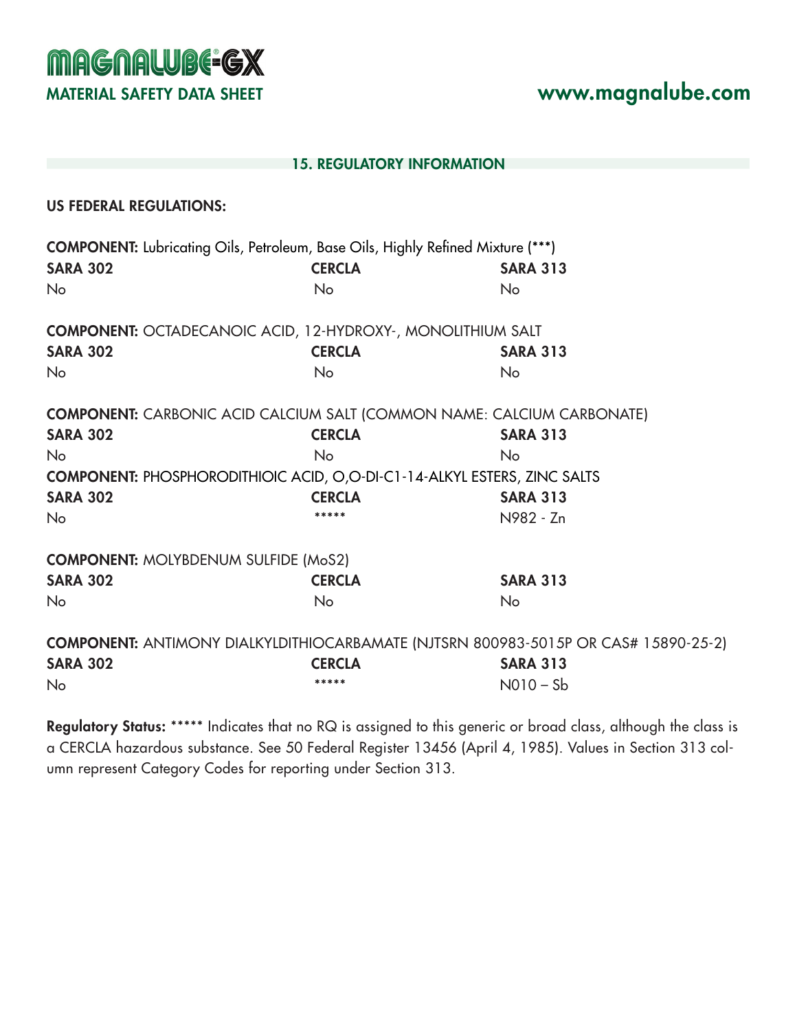## 15. REGULATORY INFORMATION

**US FEDERAL REGULATIONS:**

**COMPONENT:** Lubricating Oils, Petroleum, Base Oils, Highly Refined Mixture (***)

| SARA 302 | CERCLA | SARA 313 |
|---|---|---|
| No | No | No |

**COMPONENT:** OCTADECANOIC ACID, 12-HYDROXY-, MONOLITHIUM SALT

| SARA 302 | CERCLA | SARA 313 |
|---|---|---|
| No | No | No |

**COMPONENT:** CARBONIC ACID CALCIUM SALT (COMMON NAME: CALCIUM CARBONATE)

| SARA 302 | CERCLA | SARA 313 |
|---|---|---|
| No | No | No |

**COMPONENT:** PHOSPHORODITHIOIC ACID, O,O-DI-C1-14-ALKYL ESTERS, ZINC SALTS

| SARA 302 | CERCLA | SARA 313 |
|---|---|---|
| No | ***** | N982 - Zn |

**COMPONENT:** MOLYBDENUM SULFIDE ($MoS_2$)

| SARA 302 | CERCLA | SARA 313 |
|---|---|---|
| No | No | No |

**COMPONENT:** ANTIMONY DIALKYLDITHIOCARBAMATE (NJTSRN 800983-5015P OR CAS# 15890-25-2)

| SARA 302 | CERCLA | SARA 313 |
|---|---|---|
| No | ***** | N010 – Sb |

**Regulatory Status:** ***** Indicates that no RQ is assigned to this generic or broad class, although the class is a CERCLA hazardous substance. See 50 Federal Register 13456 (April 4, 1985). Values in Section 313 column represent Category Codes for reporting under Section 313.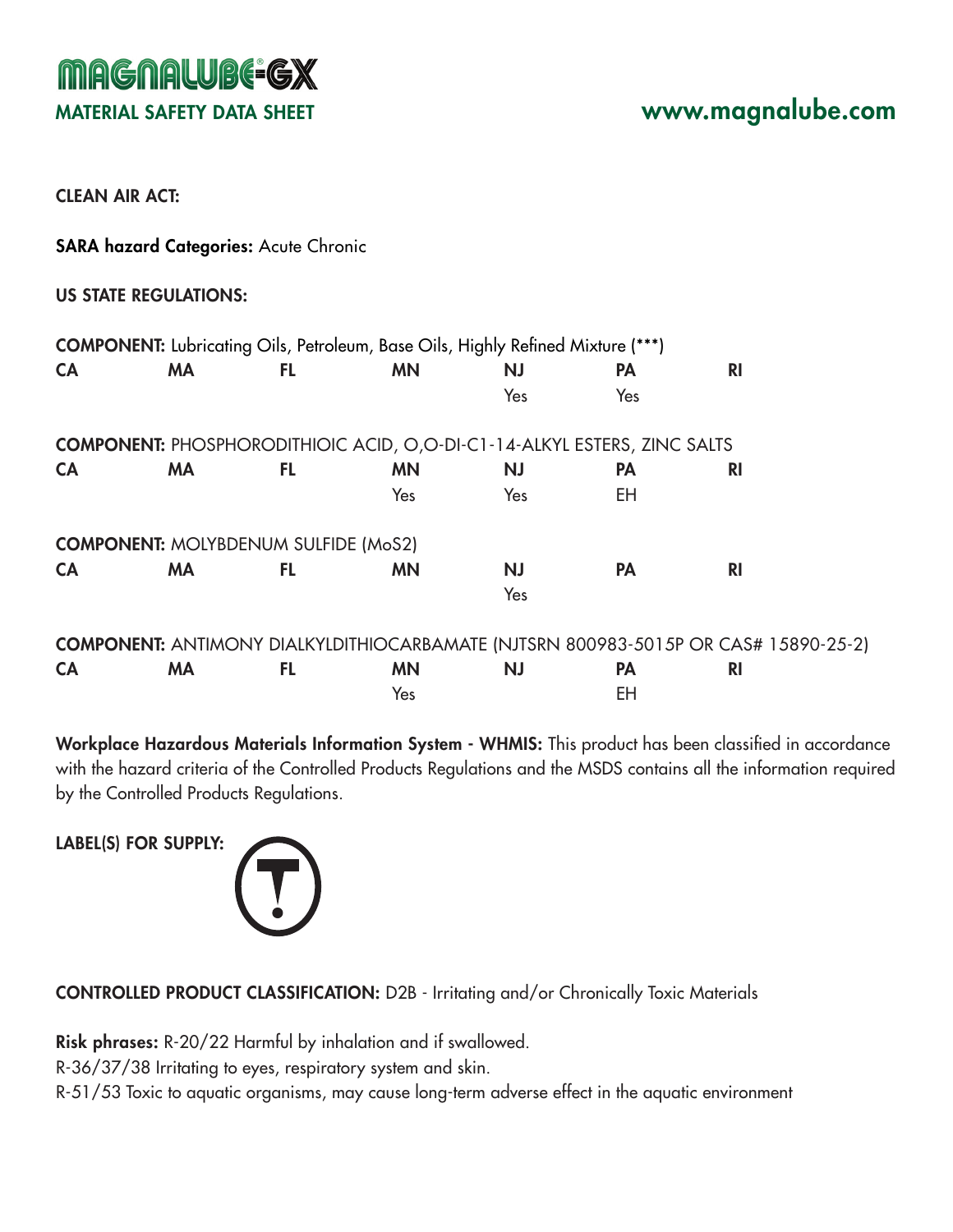**CLEAN AIR ACT:**

**SARA hazard Categories:** Acute Chronic

**US STATE REGULATIONS:**

**COMPONENT:** Lubricating Oils, Petroleum, Base Oils, Highly Refined Mixture (***)

| CA | MA | FL | MN | NJ | PA | RI |
|---|---|---|---|---|---|---|
| | | | | Yes | Yes | |

**COMPONENT:** PHOSPHORODITHIOIC ACID, O,O-DI-C1-14-ALKYL ESTERS, ZINC SALTS

| CA | MA | FL | MN | NJ | PA | RI |
|---|---|---|---|---|---|---|
| | | | Yes | Yes | EH | |

**COMPONENT:** MOLYBDENUM SULFIDE ($MoS_2$)

| CA | MA | FL | MN | NJ | PA | RI |
|---|---|---|---|---|---|---|
| | | | | Yes | | |

**COMPONENT:** ANTIMONY DIALKYLDITHIOCARBAMATE (NJTSRN 800983-5015P OR CAS# 15890-25-2)

| CA | MA | FL | MN | NJ | PA | RI |
|---|---|---|---|---|---|---|
| | | | Yes | | EH | |

**Workplace Hazardous Materials Information System - WHMIS:** This product has been classified in accordance with the hazard criteria of the Controlled Products Regulations and the MSDS contains all the information required by the Controlled Products Regulations.

**LABEL(S) FOR SUPPLY:**

**CONTROLLED PRODUCT CLASSIFICATION:** D2B - Irritating and/or Chronically Toxic Materials

**Risk phrases:** R-20/22 Harmful by inhalation and if swallowed.
R-36/37/38 Irritating to eyes, respiratory system and skin.
R-51/53 Toxic to aquatic organisms, may cause long-term adverse effect in the aquatic environment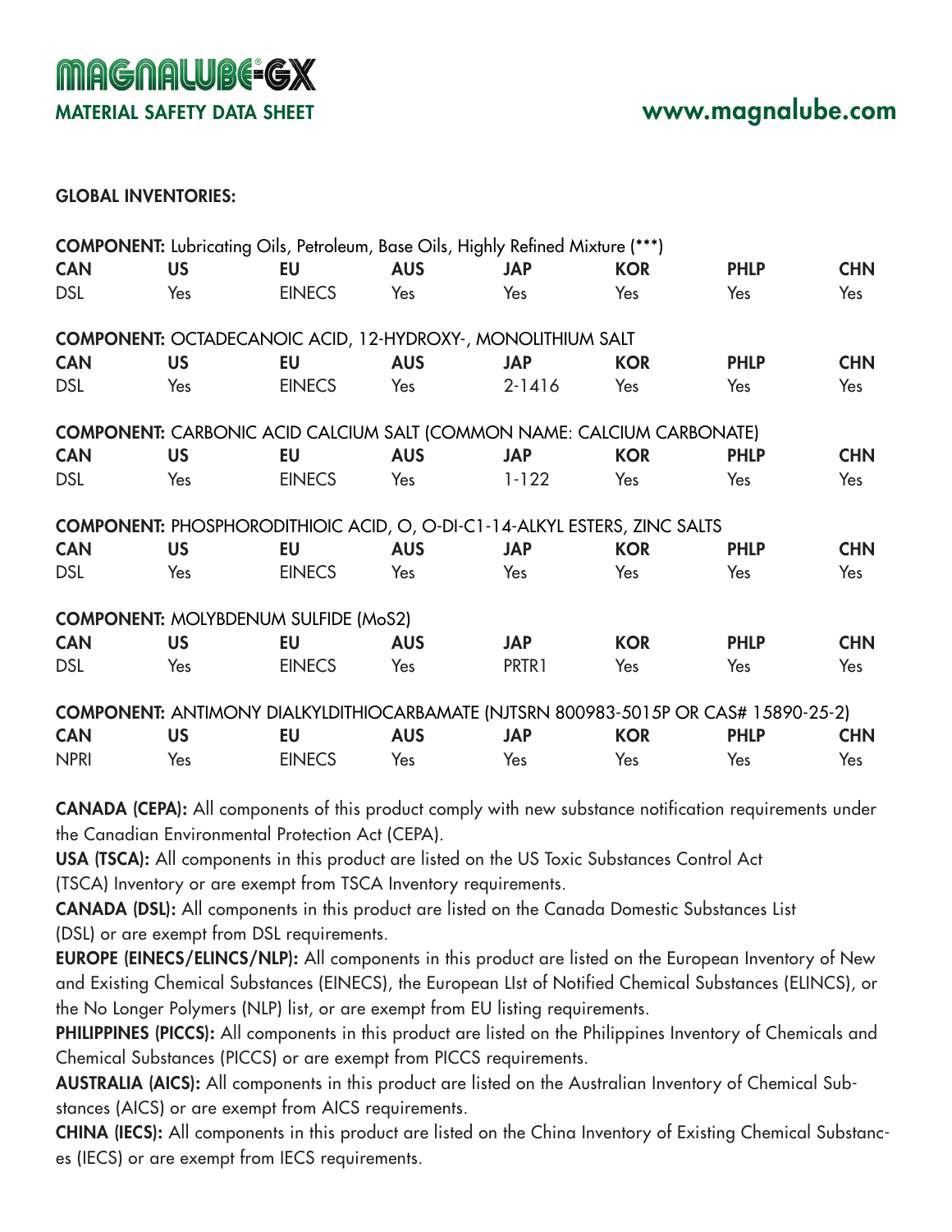## GLOBAL INVENTORIES:

**COMPONENT:** Lubricating Oils, Petroleum, Base Oils, Highly Refined Mixture (***)

| CAN | US | EU | AUS | JAP | KOR | PHLP | CHN |
|---|---|---|---|---|---|---|---|
| DSL | Yes | EINECS | Yes | Yes | Yes | Yes | Yes |

**COMPONENT:** OCTADECANOIC ACID, 12-HYDROXY-, MONOLITHIUM SALT

| CAN | US | EU | AUS | JAP | KOR | PHLP | CHN |
|---|---|---|---|---|---|---|---|
| DSL | Yes | EINECS | Yes | 2-1416 | Yes | Yes | Yes |

**COMPONENT:** CARBONIC ACID CALCIUM SALT (COMMON NAME: CALCIUM CARBONATE)

| CAN | US | EU | AUS | JAP | KOR | PHLP | CHN |
|---|---|---|---|---|---|---|---|
| DSL | Yes | EINECS | Yes | 1-122 | Yes | Yes | Yes |

**COMPONENT:** PHOSPHORODITHIOIC ACID, O, O-DI-C1-14-ALKYL ESTERS, ZINC SALTS

| CAN | US | EU | AUS | JAP | KOR | PHLP | CHN |
|---|---|---|---|---|---|---|---|
| DSL | Yes | EINECS | Yes | Yes | Yes | Yes | Yes |

**COMPONENT:** MOLYBDENUM SULFIDE (MoS2)

| CAN | US | EU | AUS | JAP | KOR | PHLP | CHN |
|---|---|---|---|---|---|---|---|
| DSL | Yes | EINECS | Yes | PRTR1 | Yes | Yes | Yes |

**COMPONENT:** ANTIMONY DIALKYLDITHIOCARBAMATE (NJTSRN 800983-5015P OR CAS# 15890-25-2)

| CAN | US | EU | AUS | JAP | KOR | PHLP | CHN |
|---|---|---|---|---|---|---|---|
| NPRI | Yes | EINECS | Yes | Yes | Yes | Yes | Yes |

**CANADA (CEPA):** All components of this product comply with new substance notification requirements under the Canadian Environmental Protection Act (CEPA).

**USA (TSCA):** All components in this product are listed on the US Toxic Substances Control Act (TSCA) Inventory or are exempt from TSCA Inventory requirements.

**CANADA (DSL):** All components in this product are listed on the Canada Domestic Substances List (DSL) or are exempt from DSL requirements.

**EUROPE (EINECS/ELINCS/NLP):** All components in this product are listed on the European Inventory of New and Existing Chemical Substances (EINECS), the European LIst of Notified Chemical Substances (ELINCS), or the No Longer Polymers (NLP) list, or are exempt from EU listing requirements.

**PHILIPPINES (PICCS):** All components in this product are listed on the Philippines Inventory of Chemicals and Chemical Substances (PICCS) or are exempt from PICCS requirements.

**AUSTRALIA (AICS):** All components in this product are listed on the Australian Inventory of Chemical Substances (AICS) or are exempt from AICS requirements.

**CHINA (IECS):** All components in this product are listed on the China Inventory of Existing Chemical Substances (IECS) or are exempt from IECS requirements.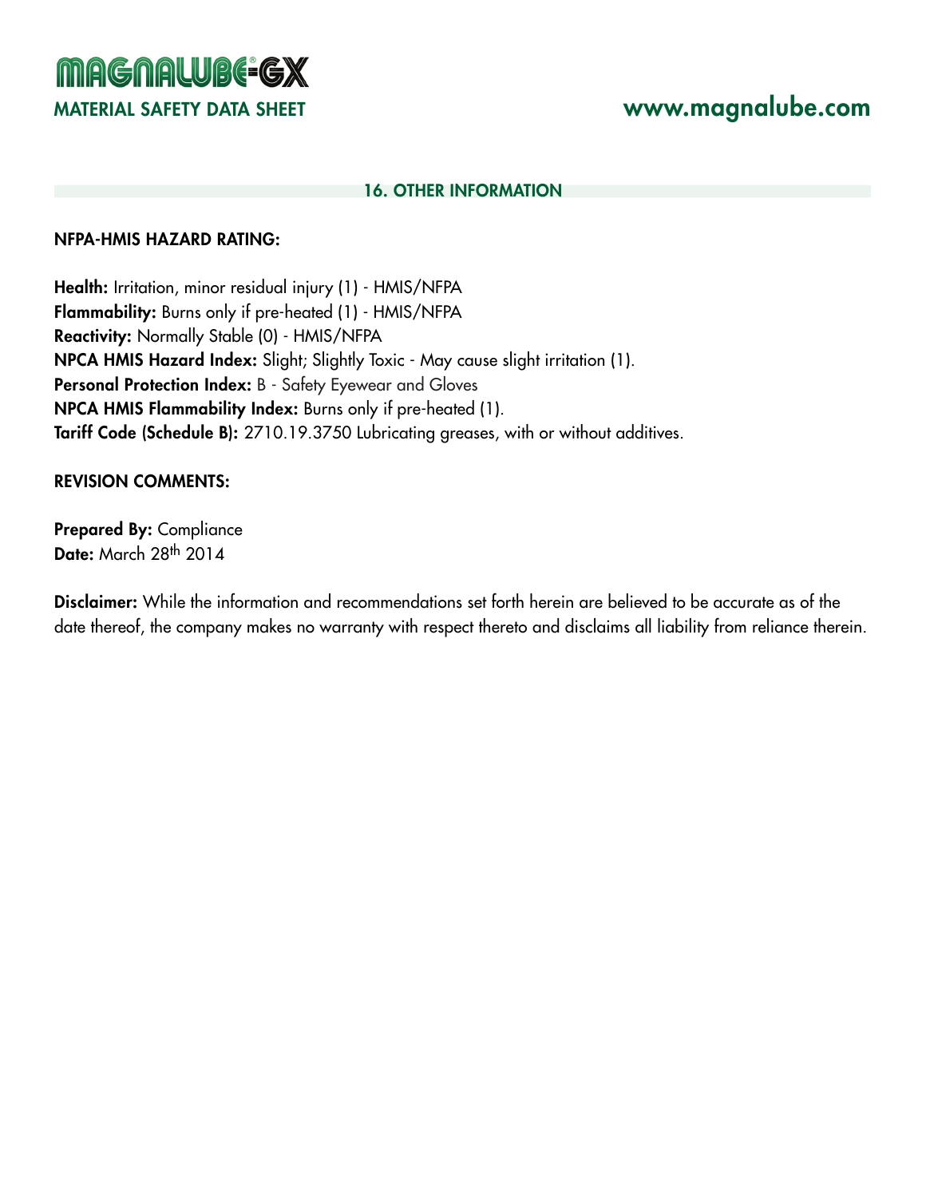## 16. OTHER INFORMATION

**NFPA-HMIS HAZARD RATING:**

**Health:** Irritation, minor residual injury (1) - HMIS/NFPA
**Flammability:** Burns only if pre-heated (1) - HMIS/NFPA
**Reactivity:** Normally Stable (0) - HMIS/NFPA
**NPCA HMIS Hazard Index:** Slight; Slightly Toxic - May cause slight irritation (1).
**Personal Protection Index:** B - Safety Eyewear and Gloves
**NPCA HMIS Flammability Index:** Burns only if pre-heated (1).
**Tariff Code (Schedule B):** 2710.19.3750 Lubricating greases, with or without additives.

**REVISION COMMENTS:**

**Prepared By:** Compliance
**Date:** March 28th 2014

**Disclaimer:** While the information and recommendations set forth herein are believed to be accurate as of the date thereof, the company makes no warranty with respect thereto and disclaims all liability from reliance therein.